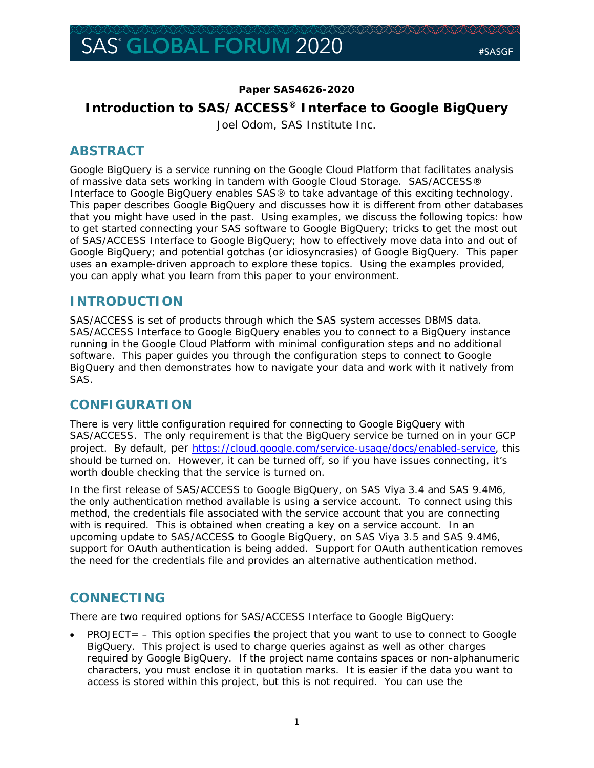**Paper SAS4626-2020**

# Introduction to SAS/ACCESS® Interface to Google BigQuery

Joel Odom, SAS Institute Inc.

## ABSTRACT

Google BigQuery is a service running on the Google Cloud Platform that facilitates analysis of massive data sets working in tandem with Google Cloud Storage. SAS/ACCESS® Interface to Google BigQuery enables SAS® to take advantage of this exciting technology. This paper describes Google BigQuery and discusses how it is different from other databases that you might have used in the past. Using examples, we discuss the following topics: how to get started connecting your SAS software to Google BigQuery; tricks to get the most out of SAS/ACCESS Interface to Google BigQuery; how to effectively move data into and out of Google BigQuery; and potential gotchas (or idiosyncrasies) of Google BigQuery. This paper uses an example-driven approach to explore these topics. Using the examples provided, you can apply what you learn from this paper to your environment.

## INTRODUCTION

SAS/ACCESS is set of products through which the SAS system accesses DBMS data. SAS/ACCESS Interface to Google BigQuery enables you to connect to a BigQuery instance running in the Google Cloud Platform with minimal configuration steps and no additional software. This paper guides you through the configuration steps to connect to Google BigQuery and then demonstrates how to navigate your data and work with it natively from SAS.

## CONFIGURATION

There is very little configuration required for connecting to Google BigQuery with SAS/ACCESS. The only requirement is that the BigQuery service be turned on in your GCP project. By default, per https://cloud.google.com/service-usage/docs/enabled-service, this should be turned on. However, it can be turned off, so if you have issues connecting, it's worth double checking that the service is turned on.

In the first release of SAS/ACCESS to Google BigQuery, on SAS Viya 3.4 and SAS 9.4M6, the only authentication method available is using a service account. To connect using this method, the credentials file associated with the service account that you are connecting with is required. This is obtained when creating a key on a service account. In an upcoming update to SAS/ACCESS to Google BigQuery, on SAS Viya 3.5 and SAS 9.4M6, support for OAuth authentication is being added. Support for OAuth authentication removes the need for the credentials file and provides an alternative authentication method.

## CONNECTING

There are two required options for SAS/ACCESS Interface to Google BigQuery:

- PROJECT= – This option specifies the project that you want to use to connect to Google BigQuery. This project is used to charge queries against as well as other charges required by Google BigQuery. If the project name contains spaces or non-alphanumeric characters, you must enclose it in quotation marks. It is easier if the data you want to access is stored within this project, but this is not required. You can use the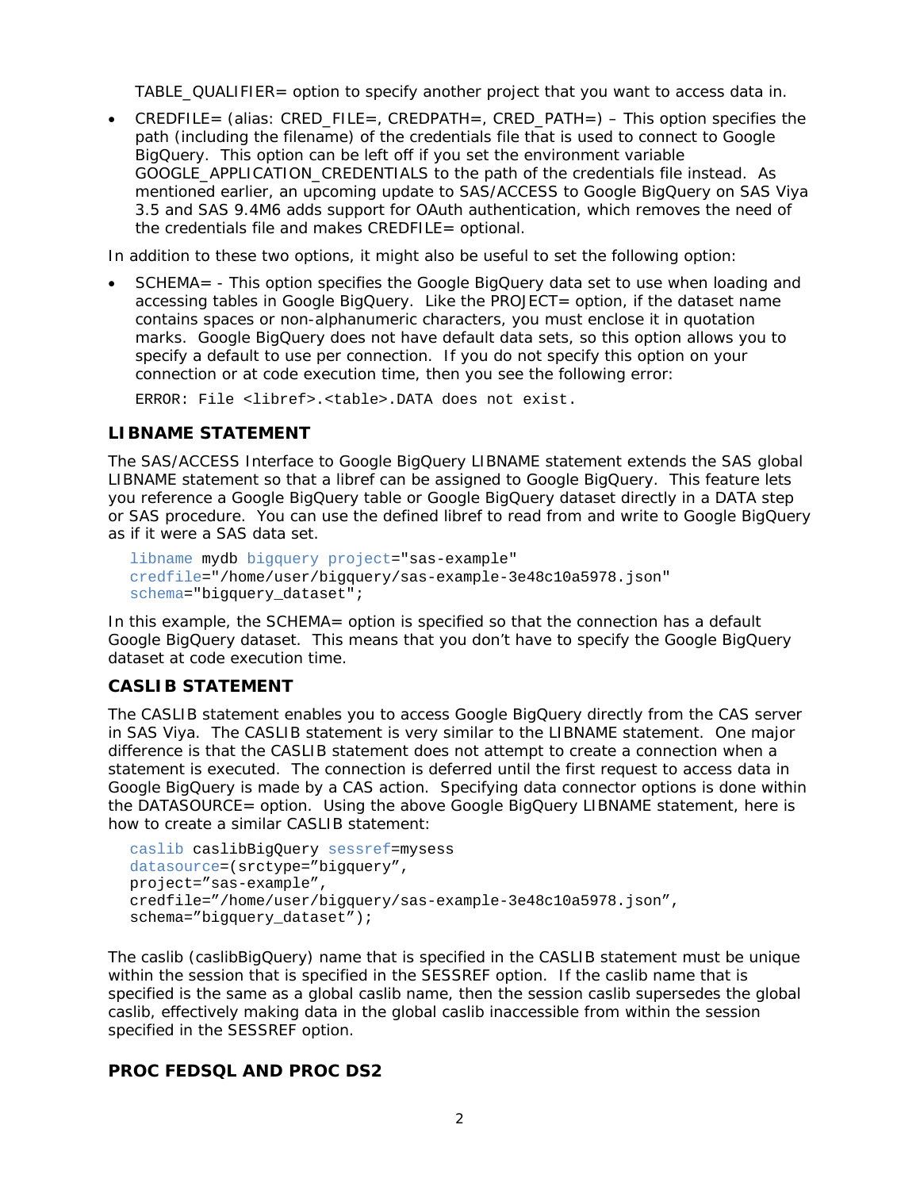TABLE_QUALIFIER= option to specify another project that you want to access data in.

- CREDFILE= (alias: CRED_FILE=, CREDPATH=, CRED_PATH=) – This option specifies the path (including the filename) of the credentials file that is used to connect to Google BigQuery. This option can be left off if you set the environment variable GOOGLE_APPLICATION_CREDENTIALS to the path of the credentials file instead. As mentioned earlier, an upcoming update to SAS/ACCESS to Google BigQuery on SAS Viya 3.5 and SAS 9.4M6 adds support for OAuth authentication, which removes the need of the credentials file and makes CREDFILE= optional.

In addition to these two options, it might also be useful to set the following option:

- SCHEMA= - This option specifies the Google BigQuery data set to use when loading and accessing tables in Google BigQuery. Like the PROJECT= option, if the dataset name contains spaces or non-alphanumeric characters, you must enclose it in quotation marks. Google BigQuery does not have default data sets, so this option allows you to specify a default to use per connection. If you do not specify this option on your connection or at code execution time, then you see the following error:

  ```
  ERROR: File <libref>.<table>.DATA does not exist.
  ```

## LIBNAME STATEMENT

The SAS/ACCESS Interface to Google BigQuery LIBNAME statement extends the SAS global LIBNAME statement so that a libref can be assigned to Google BigQuery. This feature lets you reference a Google BigQuery table or Google BigQuery dataset directly in a DATA step or SAS procedure. You can use the defined libref to read from and write to Google BigQuery as if it were a SAS data set.

```
libname mydb bigquery project="sas-example"
credfile="/home/user/bigquery/sas-example-3e48c10a5978.json"
schema="bigquery_dataset";
```

In this example, the SCHEMA= option is specified so that the connection has a default Google BigQuery dataset. This means that you don't have to specify the Google BigQuery dataset at code execution time.

## CASLIB STATEMENT

The CASLIB statement enables you to access Google BigQuery directly from the CAS server in SAS Viya. The CASLIB statement is very similar to the LIBNAME statement. One major difference is that the CASLIB statement does not attempt to create a connection when a statement is executed. The connection is deferred until the first request to access data in Google BigQuery is made by a CAS action. Specifying data connector options is done within the DATASOURCE= option. Using the above Google BigQuery LIBNAME statement, here is how to create a similar CASLIB statement:

```
caslib caslibBigQuery sessref=mysess
datasource=(srctype="bigquery",
project="sas-example",
credfile="/home/user/bigquery/sas-example-3e48c10a5978.json",
schema="bigquery_dataset");
```

The caslib (caslibBigQuery) name that is specified in the CASLIB statement must be unique within the session that is specified in the SESSREF option. If the caslib name that is specified is the same as a global caslib name, then the session caslib supersedes the global caslib, effectively making data in the global caslib inaccessible from within the session specified in the SESSREF option.

## PROC FEDSQL AND PROC DS2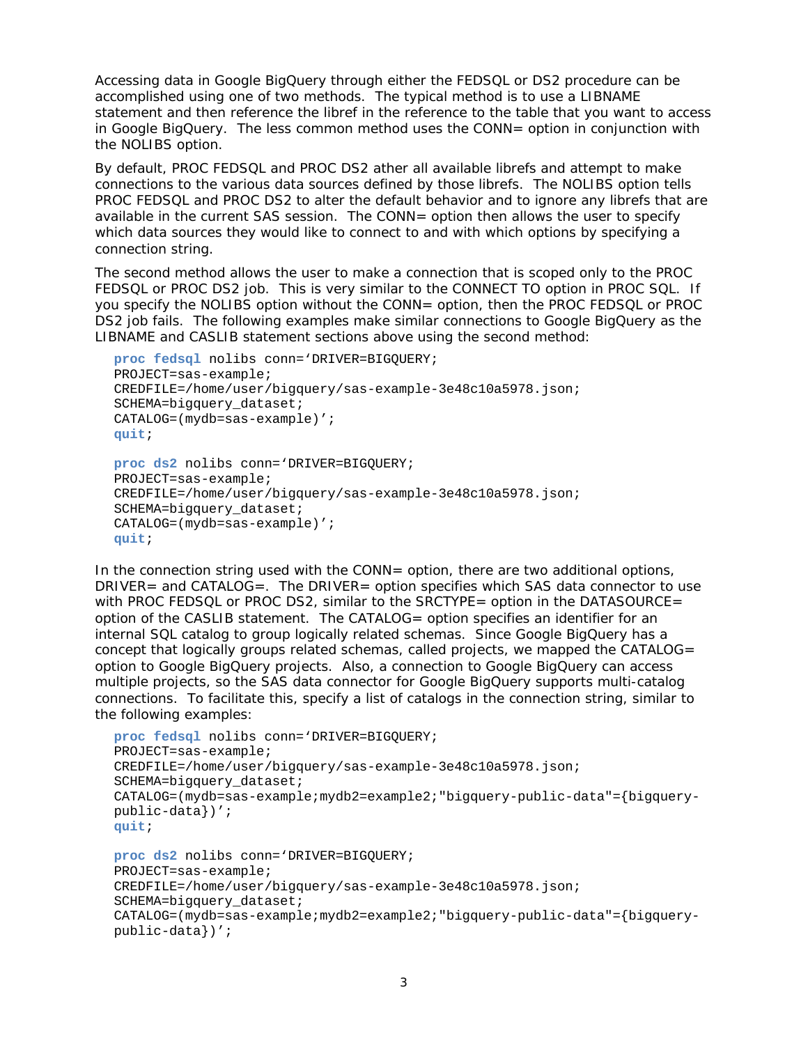Accessing data in Google BigQuery through either the FEDSQL or DS2 procedure can be accomplished using one of two methods. The typical method is to use a LIBNAME statement and then reference the libref in the reference to the table that you want to access in Google BigQuery. The less common method uses the CONN= option in conjunction with the NOLIBS option.

By default, PROC FEDSQL and PROC DS2 ather all available librefs and attempt to make connections to the various data sources defined by those librefs. The NOLIBS option tells PROC FEDSQL and PROC DS2 to alter the default behavior and to ignore any librefs that are available in the current SAS session. The CONN= option then allows the user to specify which data sources they would like to connect to and with which options by specifying a connection string.

The second method allows the user to make a connection that is scoped only to the PROC FEDSQL or PROC DS2 job. This is very similar to the CONNECT TO option in PROC SQL. If you specify the NOLIBS option without the CONN= option, then the PROC FEDSQL or PROC DS2 job fails. The following examples make similar connections to Google BigQuery as the LIBNAME and CASLIB statement sections above using the second method:

```
proc fedsql nolibs conn='DRIVER=BIGQUERY;
PROJECT=sas-example;
CREDFILE=/home/user/bigquery/sas-example-3e48c10a5978.json;
SCHEMA=bigquery_dataset;
CATALOG=(mydb=sas-example)';
quit;

proc ds2 nolibs conn='DRIVER=BIGQUERY;
PROJECT=sas-example;
CREDFILE=/home/user/bigquery/sas-example-3e48c10a5978.json;
SCHEMA=bigquery_dataset;
CATALOG=(mydb=sas-example)';
quit;
```

In the connection string used with the CONN= option, there are two additional options, DRIVER= and CATALOG=. The DRIVER= option specifies which SAS data connector to use with PROC FEDSQL or PROC DS2, similar to the SRCTYPE= option in the DATASOURCE= option of the CASLIB statement. The CATALOG= option specifies an identifier for an internal SQL catalog to group logically related schemas. Since Google BigQuery has a concept that logically groups related schemas, called projects, we mapped the CATALOG= option to Google BigQuery projects. Also, a connection to Google BigQuery can access multiple projects, so the SAS data connector for Google BigQuery supports multi-catalog connections. To facilitate this, specify a list of catalogs in the connection string, similar to the following examples:

```
proc fedsql nolibs conn='DRIVER=BIGQUERY;
PROJECT=sas-example;
CREDFILE=/home/user/bigquery/sas-example-3e48c10a5978.json;
SCHEMA=bigquery_dataset;
CATALOG=(mydb=sas-example;mydb2=example2;"bigquery-public-data"={bigquery-
public-data})';
quit;

proc ds2 nolibs conn='DRIVER=BIGQUERY;
PROJECT=sas-example;
CREDFILE=/home/user/bigquery/sas-example-3e48c10a5978.json;
SCHEMA=bigquery_dataset;
CATALOG=(mydb=sas-example;mydb2=example2;"bigquery-public-data"={bigquery-
public-data})';
```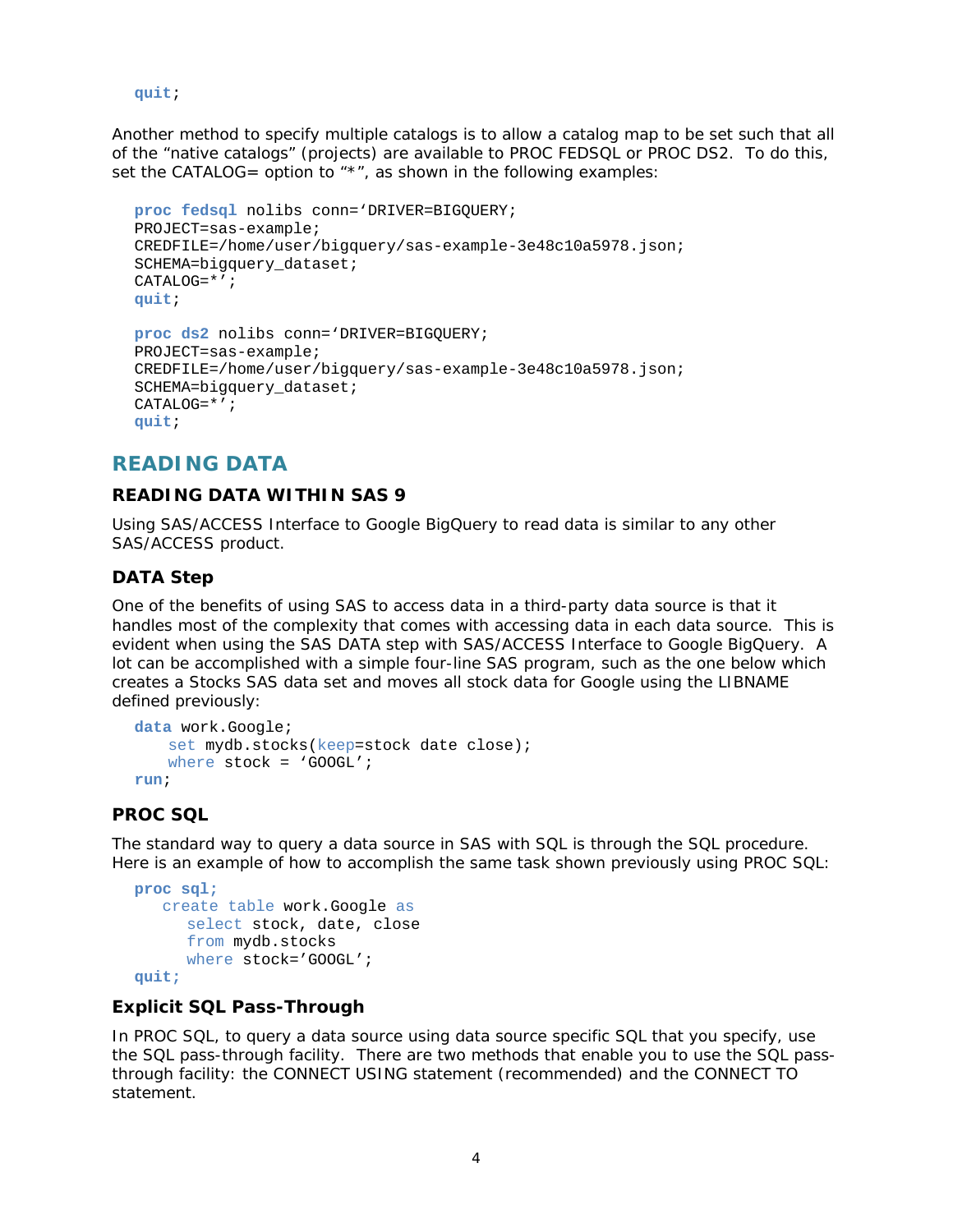```
quit;
```

Another method to specify multiple catalogs is to allow a catalog map to be set such that all of the “native catalogs” (projects) are available to PROC FEDSQL or PROC DS2. To do this, set the CATALOG= option to “*”, as shown in the following examples:

```
proc fedsql nolibs conn='DRIVER=BIGQUERY;
PROJECT=sas-example;
CREDFILE=/home/user/bigquery/sas-example-3e48c10a5978.json;
SCHEMA=bigquery_dataset;
CATALOG=*';
quit;

proc ds2 nolibs conn='DRIVER=BIGQUERY;
PROJECT=sas-example;
CREDFILE=/home/user/bigquery/sas-example-3e48c10a5978.json;
SCHEMA=bigquery_dataset;
CATALOG=*';
quit;
```

# READING DATA

## READING DATA WITHIN SAS 9

Using SAS/ACCESS Interface to Google BigQuery to read data is similar to any other SAS/ACCESS product.

### DATA Step

One of the benefits of using SAS to access data in a third-party data source is that it handles most of the complexity that comes with accessing data in each data source. This is evident when using the SAS DATA step with SAS/ACCESS Interface to Google BigQuery. A lot can be accomplished with a simple four-line SAS program, such as the one below which creates a Stocks SAS data set and moves all stock data for Google using the LIBNAME defined previously:

```
data work.Google;
    set mydb.stocks(keep=stock date close);
    where stock = 'GOOGL';
run;
```

### PROC SQL

The standard way to query a data source in SAS with SQL is through the SQL procedure. Here is an example of how to accomplish the same task shown previously using PROC SQL:

```
proc sql;
   create table work.Google as
      select stock, date, close
      from mydb.stocks
      where stock='GOOGL';
quit;
```

### Explicit SQL Pass-Through

In PROC SQL, to query a data source using data source specific SQL that you specify, use the SQL pass-through facility. There are two methods that enable you to use the SQL pass-through facility: the CONNECT USING statement (recommended) and the CONNECT TO statement.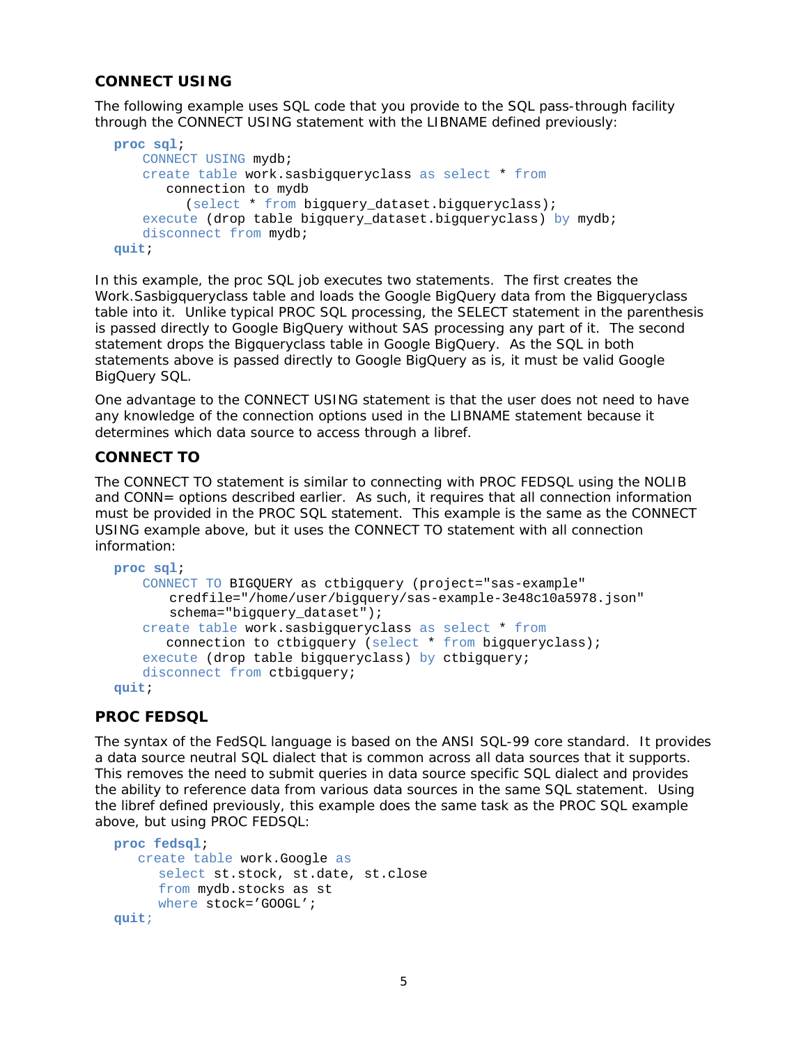### CONNECT USING

The following example uses SQL code that you provide to the SQL pass-through facility through the CONNECT USING statement with the LIBNAME defined previously:

```
proc sql;
    CONNECT USING mydb;
    create table work.sasbigqueryclass as select * from
       connection to mydb
          (select * from bigquery_dataset.bigqueryclass);
    execute (drop table bigquery_dataset.bigqueryclass) by mydb;
    disconnect from mydb;
quit;
```

In this example, the proc SQL job executes two statements. The first creates the Work.Sasbigqueryclass table and loads the Google BigQuery data from the Bigqueryclass table into it. Unlike typical PROC SQL processing, the SELECT statement in the parenthesis is passed directly to Google BigQuery without SAS processing any part of it. The second statement drops the Bigqueryclass table in Google BigQuery. As the SQL in both statements above is passed directly to Google BigQuery as is, it must be valid Google BigQuery SQL.

One advantage to the CONNECT USING statement is that the user does not need to have any knowledge of the connection options used in the LIBNAME statement because it determines which data source to access through a libref.

### CONNECT TO

The CONNECT TO statement is similar to connecting with PROC FEDSQL using the NOLIB and CONN= options described earlier. As such, it requires that all connection information must be provided in the PROC SQL statement. This example is the same as the CONNECT USING example above, but it uses the CONNECT TO statement with all connection information:

```
proc sql;
    CONNECT TO BIGQUERY as ctbigquery (project="sas-example"
       credfile="/home/user/bigquery/sas-example-3e48c10a5978.json"
       schema="bigquery_dataset");
    create table work.sasbigqueryclass as select * from
       connection to ctbigquery (select * from bigqueryclass);
    execute (drop table bigqueryclass) by ctbigquery;
    disconnect from ctbigquery;
quit;
```

### PROC FEDSQL

The syntax of the FedSQL language is based on the ANSI SQL-99 core standard. It provides a data source neutral SQL dialect that is common across all data sources that it supports. This removes the need to submit queries in data source specific SQL dialect and provides the ability to reference data from various data sources in the same SQL statement. Using the libref defined previously, this example does the same task as the PROC SQL example above, but using PROC FEDSQL:

```
proc fedsql;
   create table work.Google as
      select st.stock, st.date, st.close
      from mydb.stocks as st
      where stock='GOOGL';
quit;
```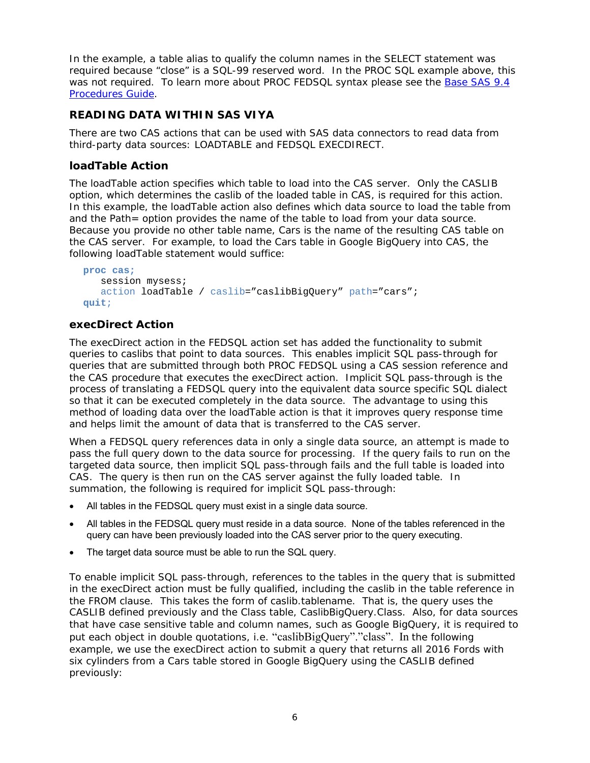In the example, a table alias to qualify the column names in the SELECT statement was required because "close" is a SQL-99 reserved word. In the PROC SQL example above, this was not required. To learn more about PROC FEDSQL syntax please see the Base SAS 9.4 Procedures Guide.

## READING DATA WITHIN SAS VIYA

There are two CAS actions that can be used with SAS data connectors to read data from third-party data sources: LOADTABLE and FEDSQL EXECDIRECT.

### loadTable Action

The loadTable action specifies which table to load into the CAS server. Only the CASLIB option, which determines the caslib of the loaded table in CAS, is required for this action. In this example, the loadTable action also defines which data source to load the table from and the Path= option provides the name of the table to load from your data source. Because you provide no other table name, Cars is the name of the resulting CAS table on the CAS server. For example, to load the Cars table in Google BigQuery into CAS, the following loadTable statement would suffice:

```
proc cas;
   session mysess;
   action loadTable / caslib="caslibBigQuery" path="cars";
quit;
```

### execDirect Action

The execDirect action in the FEDSQL action set has added the functionality to submit queries to caslibs that point to data sources. This enables implicit SQL pass-through for queries that are submitted through both PROC FEDSQL using a CAS session reference and the CAS procedure that executes the execDirect action. Implicit SQL pass-through is the process of translating a FEDSQL query into the equivalent data source specific SQL dialect so that it can be executed completely in the data source. The advantage to using this method of loading data over the loadTable action is that it improves query response time and helps limit the amount of data that is transferred to the CAS server.

When a FEDSQL query references data in only a single data source, an attempt is made to pass the full query down to the data source for processing. If the query fails to run on the targeted data source, then implicit SQL pass-through fails and the full table is loaded into CAS. The query is then run on the CAS server against the fully loaded table. In summation, the following is required for implicit SQL pass-through:

- All tables in the FEDSQL query must exist in a single data source.
- All tables in the FEDSQL query must reside in a data source. None of the tables referenced in the query can have been previously loaded into the CAS server prior to the query executing.
- The target data source must be able to run the SQL query.

To enable implicit SQL pass-through, references to the tables in the query that is submitted in the execDirect action must be fully qualified, including the caslib in the table reference in the FROM clause. This takes the form of caslib.tablename. That is, the query uses the CASLIB defined previously and the Class table, CaslibBigQuery.Class. Also, for data sources that have case sensitive table and column names, such as Google BigQuery, it is required to put each object in double quotations, i.e. "caslibBigQuery"."class". In the following example, we use the execDirect action to submit a query that returns all 2016 Fords with six cylinders from a Cars table stored in Google BigQuery using the CASLIB defined previously: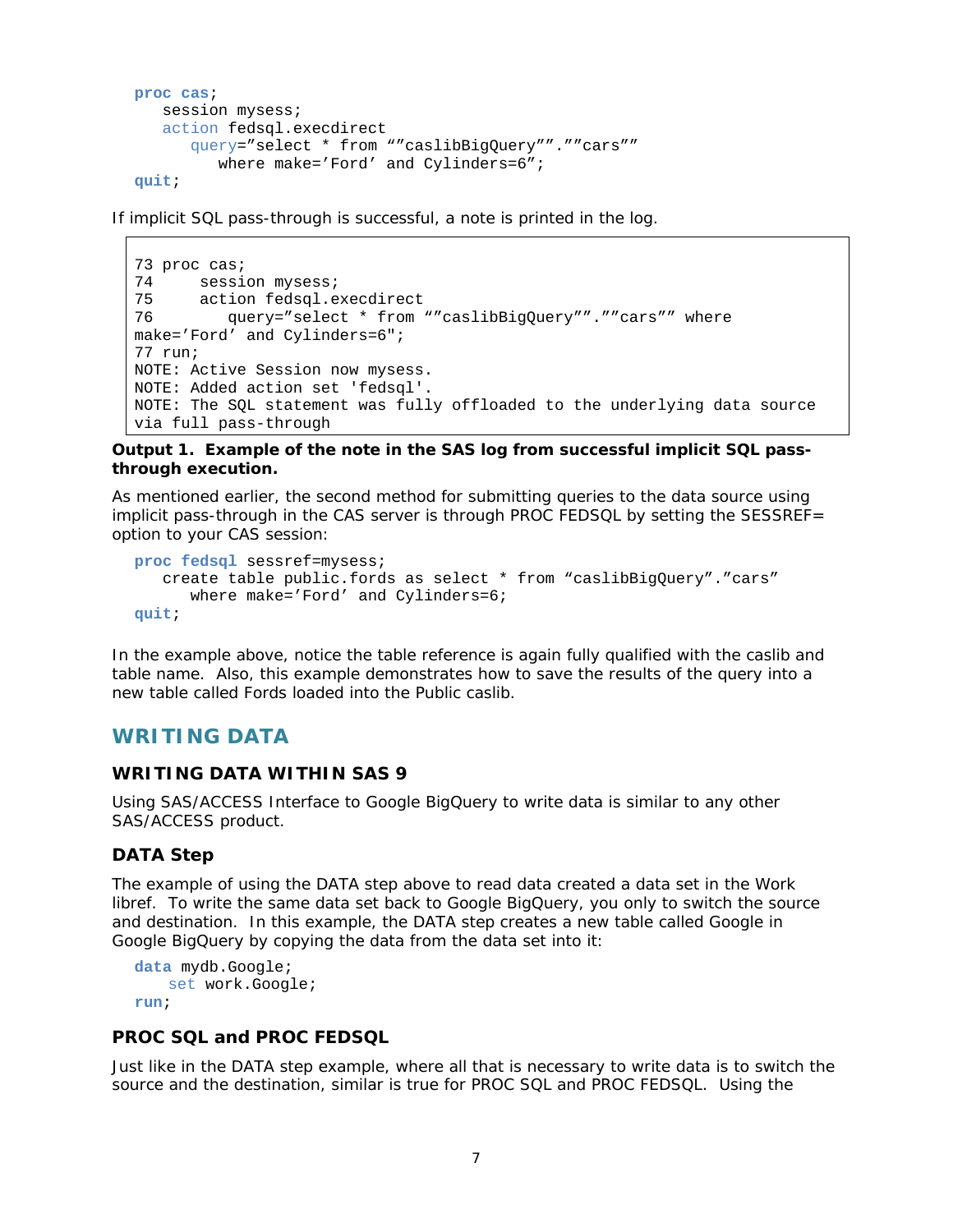```
proc cas;
   session mysess;
   action fedsql.execdirect
      query=”select * from “”caslibBigQuery””.””cars””
         where make=’Ford’ and Cylinders=6”;
quit;
```

If implicit SQL pass-through is successful, a note is printed in the log.

```
73 proc cas;
74     session mysess;
75     action fedsql.execdirect
76        query=”select * from “”caslibBigQuery””.””cars”” where
make=’Ford’ and Cylinders=6";
77 run;
NOTE: Active Session now mysess.
NOTE: Added action set 'fedsql'.
NOTE: The SQL statement was fully offloaded to the underlying data source
via full pass-through
```

**Output 1. Example of the note in the SAS log from successful implicit SQL pass-through execution.**

As mentioned earlier, the second method for submitting queries to the data source using implicit pass-through in the CAS server is through PROC FEDSQL by setting the SESSREF= option to your CAS session:

```
proc fedsql sessref=mysess;
   create table public.fords as select * from “caslibBigQuery”.”cars”
      where make=’Ford’ and Cylinders=6;
quit;
```

In the example above, notice the table reference is again fully qualified with the caslib and table name. Also, this example demonstrates how to save the results of the query into a new table called Fords loaded into the Public caslib.

## WRITING DATA

### WRITING DATA WITHIN SAS 9

Using SAS/ACCESS Interface to Google BigQuery to write data is similar to any other SAS/ACCESS product.

### DATA Step

The example of using the DATA step above to read data created a data set in the Work libref. To write the same data set back to Google BigQuery, you only to switch the source and destination. In this example, the DATA step creates a new table called Google in Google BigQuery by copying the data from the data set into it:

```
data mydb.Google;
    set work.Google;
run;
```

### PROC SQL and PROC FEDSQL

Just like in the DATA step example, where all that is necessary to write data is to switch the source and the destination, similar is true for PROC SQL and PROC FEDSQL. Using the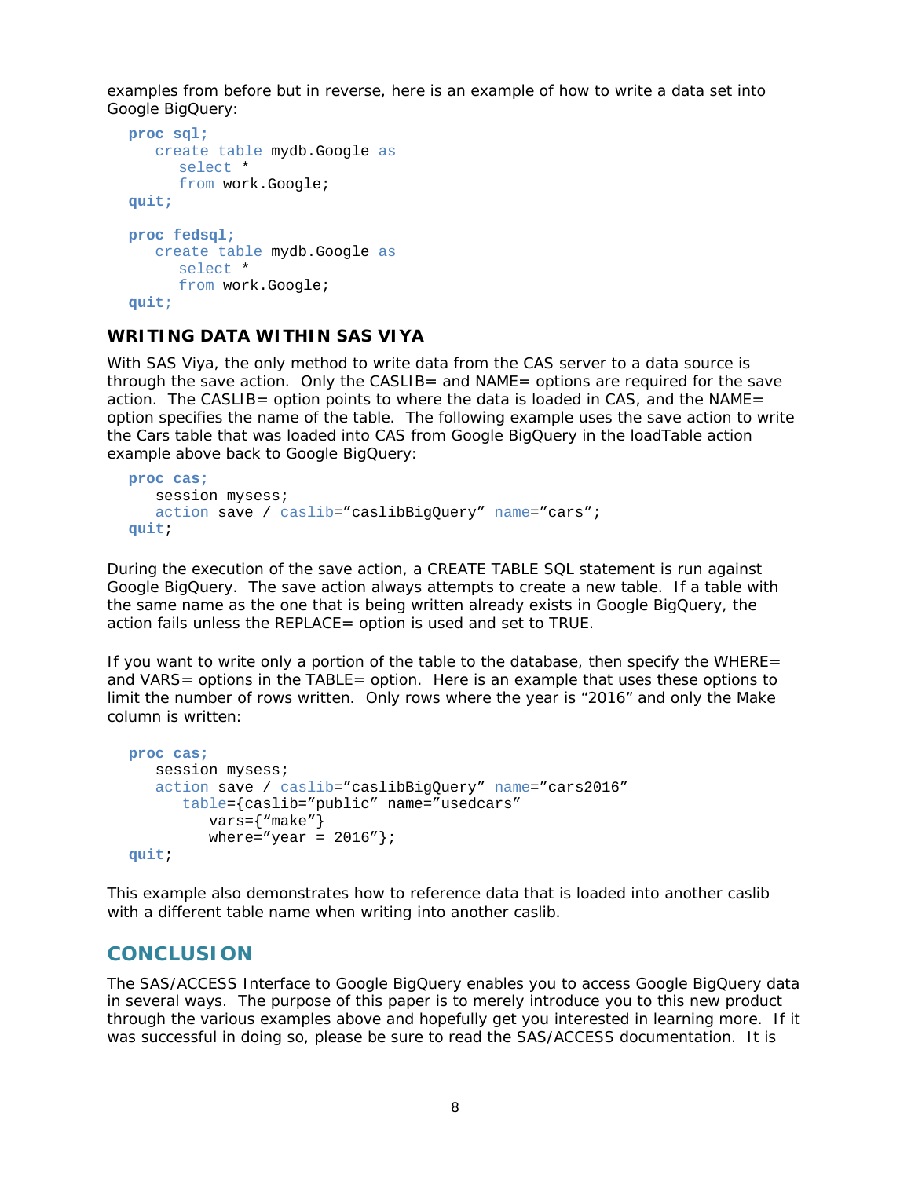examples from before but in reverse, here is an example of how to write a data set into Google BigQuery:

```
proc sql;
   create table mydb.Google as
      select *
      from work.Google;
quit;

proc fedsql;
   create table mydb.Google as
      select *
      from work.Google;
quit;
```

### WRITING DATA WITHIN SAS VIYA

With SAS Viya, the only method to write data from the CAS server to a data source is through the save action. Only the CASLIB= and NAME= options are required for the save action. The CASLIB= option points to where the data is loaded in CAS, and the NAME= option specifies the name of the table. The following example uses the save action to write the Cars table that was loaded into CAS from Google BigQuery in the loadTable action example above back to Google BigQuery:

```
proc cas;
   session mysess;
   action save / caslib=”caslibBigQuery” name=”cars”;
quit;
```

During the execution of the save action, a CREATE TABLE SQL statement is run against Google BigQuery. The save action always attempts to create a new table. If a table with the same name as the one that is being written already exists in Google BigQuery, the action fails unless the REPLACE= option is used and set to TRUE.

If you want to write only a portion of the table to the database, then specify the WHERE= and VARS= options in the TABLE= option. Here is an example that uses these options to limit the number of rows written. Only rows where the year is “2016” and only the Make column is written:

```
proc cas;
   session mysess;
   action save / caslib=”caslibBigQuery” name=”cars2016”
      table={caslib=”public” name=”usedcars”
         vars={“make”}
         where=”year = 2016”};
quit;
```

This example also demonstrates how to reference data that is loaded into another caslib with a different table name when writing into another caslib.

## CONCLUSION

The SAS/ACCESS Interface to Google BigQuery enables you to access Google BigQuery data in several ways. The purpose of this paper is to merely introduce you to this new product through the various examples above and hopefully get you interested in learning more. If it was successful in doing so, please be sure to read the SAS/ACCESS documentation. It is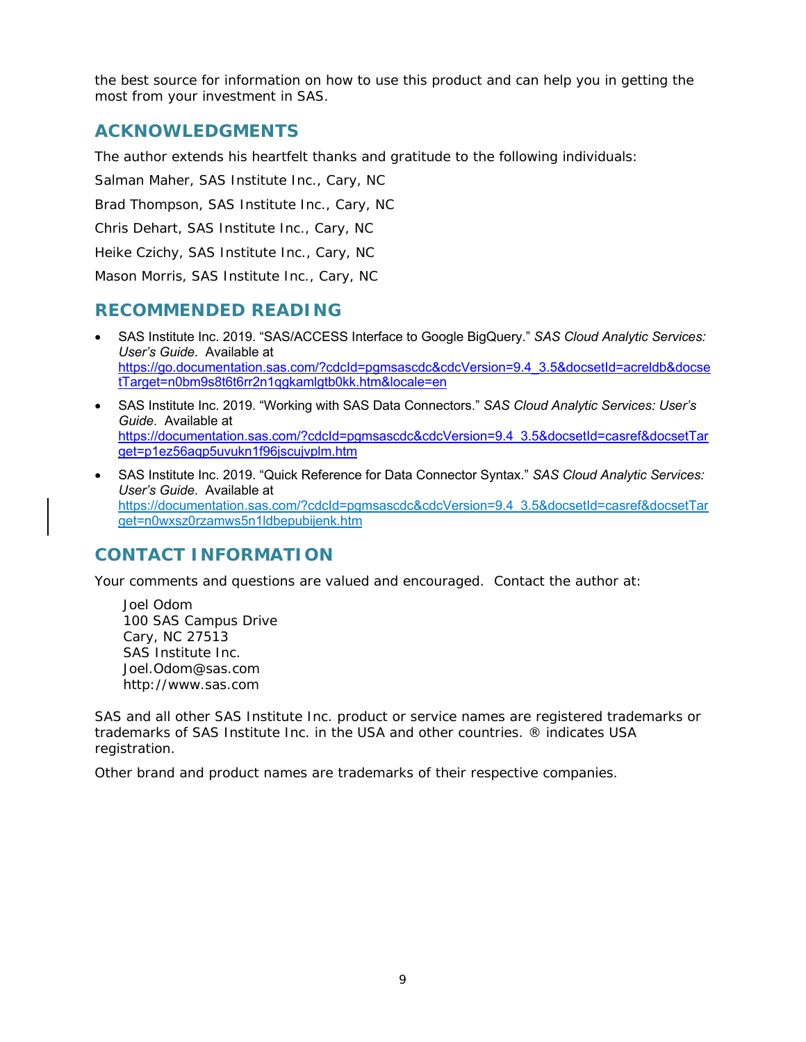the best source for information on how to use this product and can help you in getting the most from your investment in SAS.

## ACKNOWLEDGMENTS

The author extends his heartfelt thanks and gratitude to the following individuals:

Salman Maher, SAS Institute Inc., Cary, NC

Brad Thompson, SAS Institute Inc., Cary, NC

Chris Dehart, SAS Institute Inc., Cary, NC

Heike Czichy, SAS Institute Inc., Cary, NC

Mason Morris, SAS Institute Inc., Cary, NC

## RECOMMENDED READING

- SAS Institute Inc. 2019. "SAS/ACCESS Interface to Google BigQuery." *SAS Cloud Analytic Services: User's Guide*. Available at https://go.documentation.sas.com/?cdcId=pgmsascdc&cdcVersion=9.4_3.5&docsetId=acreldb&docsetTarget=n0bm9s8t6t6rr2n1qgkamlgtb0kk.htm&locale=en
- SAS Institute Inc. 2019. "Working with SAS Data Connectors." *SAS Cloud Analytic Services: User's Guide*. Available at https://documentation.sas.com/?cdcId=pgmsascdc&cdcVersion=9.4_3.5&docsetId=casref&docsetTarget=p1ez56aqp5uvukn1f96jscujvplm.htm
- SAS Institute Inc. 2019. "Quick Reference for Data Connector Syntax." *SAS Cloud Analytic Services: User's Guide*. Available at https://documentation.sas.com/?cdcId=pgmsascdc&cdcVersion=9.4_3.5&docsetId=casref&docsetTarget=n0wxsz0rzamws5n1ldbepubijenk.htm

## CONTACT INFORMATION

Your comments and questions are valued and encouraged. Contact the author at:

Joel Odom
100 SAS Campus Drive
Cary, NC 27513
SAS Institute Inc.
Joel.Odom@sas.com
http://www.sas.com

SAS and all other SAS Institute Inc. product or service names are registered trademarks or trademarks of SAS Institute Inc. in the USA and other countries. ® indicates USA registration.

Other brand and product names are trademarks of their respective companies.